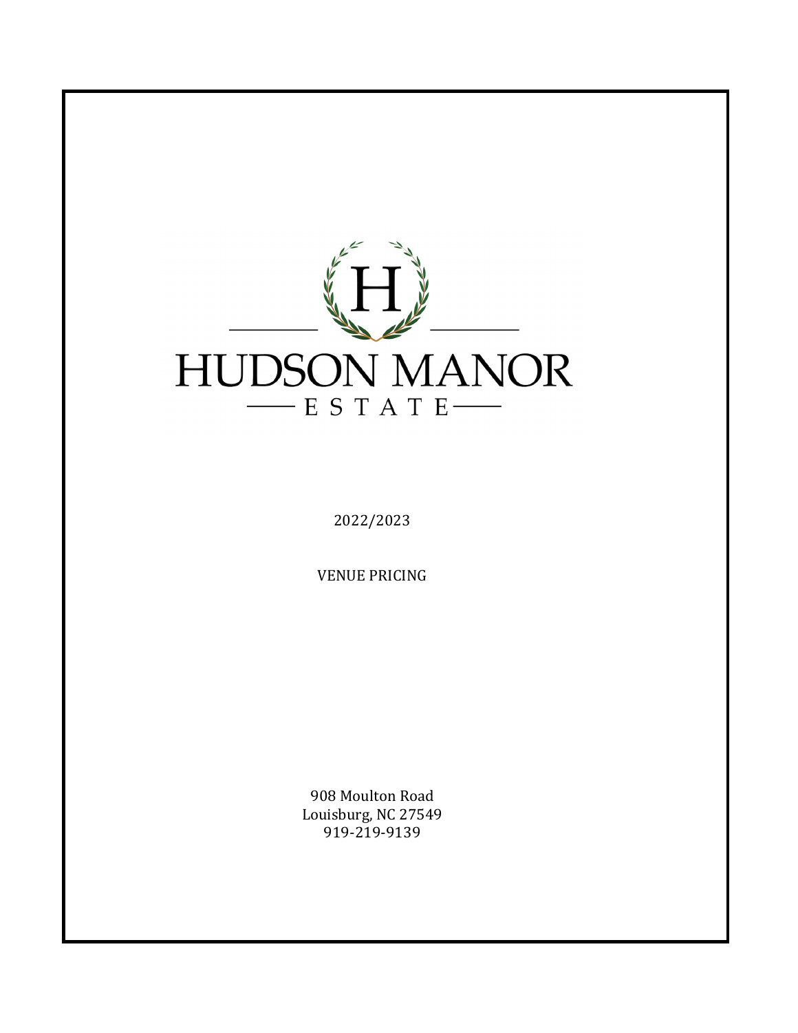# HUDSON MANOR

## ESTATE

2022/2023

VENUE PRICING

908 Moulton Road
Louisburg, NC 27549
919-219-9139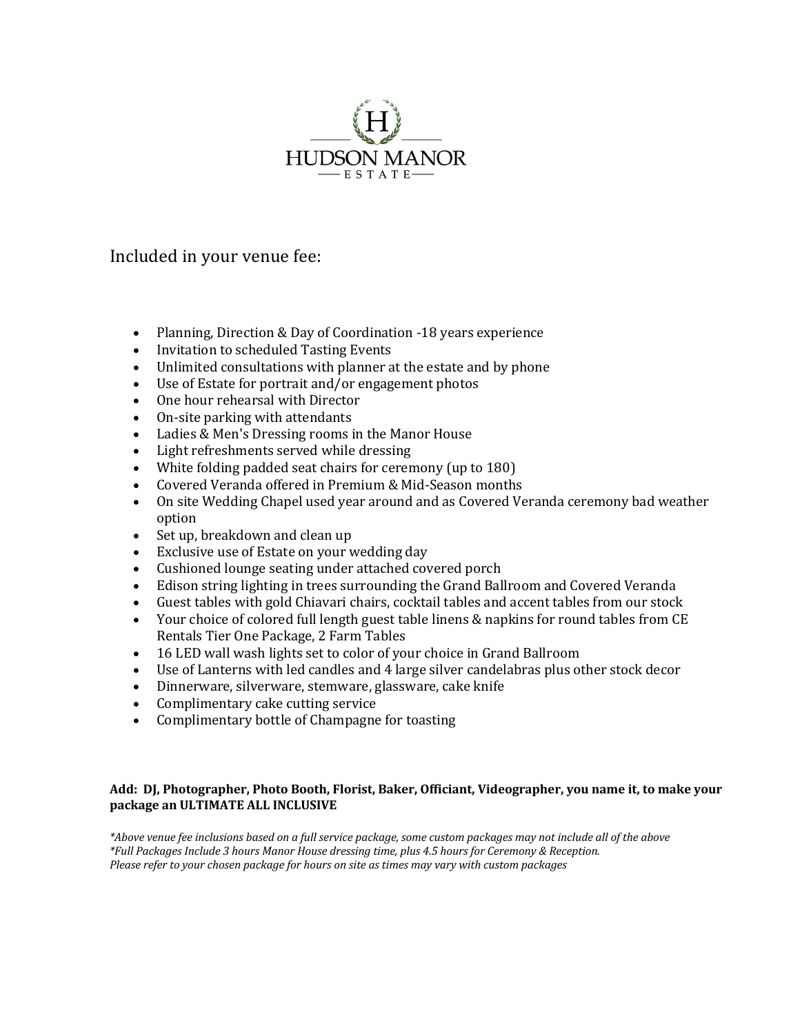# HUDSON MANOR

ESTATE

Included in your venue fee:

- Planning, Direction & Day of Coordination -18 years experience
- Invitation to scheduled Tasting Events
- Unlimited consultations with planner at the estate and by phone
- Use of Estate for portrait and/or engagement photos
- One hour rehearsal with Director
- On-site parking with attendants
- Ladies & Men's Dressing rooms in the Manor House
- Light refreshments served while dressing
- White folding padded seat chairs for ceremony (up to 180)
- Covered Veranda offered in Premium & Mid-Season months
- On site Wedding Chapel used year around and as Covered Veranda ceremony bad weather option
- Set up, breakdown and clean up
- Exclusive use of Estate on your wedding day
- Cushioned lounge seating under attached covered porch
- Edison string lighting in trees surrounding the Grand Ballroom and Covered Veranda
- Guest tables with gold Chiavari chairs, cocktail tables and accent tables from our stock
- Your choice of colored full length guest table linens & napkins for round tables from CE Rentals Tier One Package, 2 Farm Tables
- 16 LED wall wash lights set to color of your choice in Grand Ballroom
- Use of Lanterns with led candles and 4 large silver candelabras plus other stock decor
- Dinnerware, silverware, stemware, glassware, cake knife
- Complimentary cake cutting service
- Complimentary bottle of Champagne for toasting

**Add: DJ, Photographer, Photo Booth, Florist, Baker, Officiant, Videographer, you name it, to make your package an ULTIMATE ALL INCLUSIVE**

*\*Above venue fee inclusions based on a full service package, some custom packages may not include all of the above*
*\*Full Packages Include 3 hours Manor House dressing time, plus 4.5 hours for Ceremony & Reception.*
*Please refer to your chosen package for hours on site as times may vary with custom packages*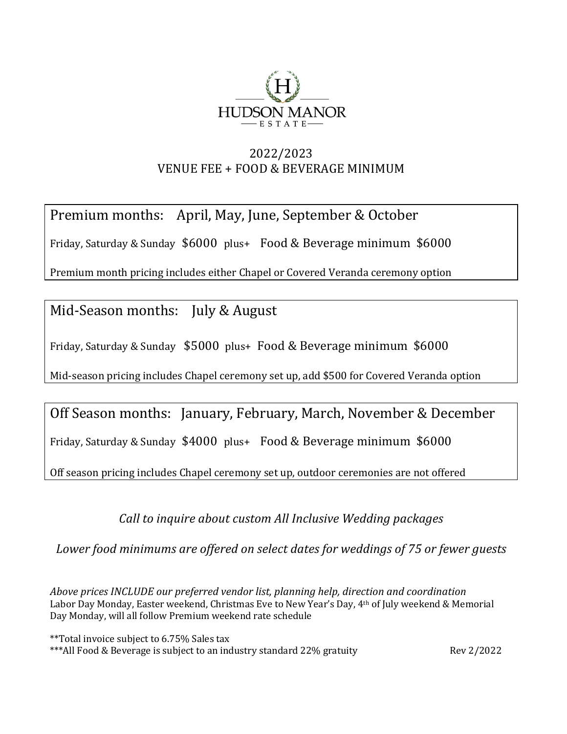HUDSON MANOR
ESTATE

# 2022/2023
# VENUE FEE + FOOD & BEVERAGE MINIMUM

## Premium months: April, May, June, September & October

Friday, Saturday & Sunday $6000 plus+ Food & Beverage minimum $6000

Premium month pricing includes either Chapel or Covered Veranda ceremony option

## Mid-Season months: July & August

Friday, Saturday & Sunday $5000 plus+ Food & Beverage minimum $6000

Mid-season pricing includes Chapel ceremony set up, add $500 for Covered Veranda option

## Off Season months: January, February, March, November & December

Friday, Saturday & Sunday $4000 plus+ Food & Beverage minimum $6000

Off season pricing includes Chapel ceremony set up, outdoor ceremonies are not offered

*Call to inquire about custom All Inclusive Wedding packages*

*Lower food minimums are offered on select dates for weddings of 75 or fewer guests*

*Above prices INCLUDE our preferred vendor list, planning help, direction and coordination*
Labor Day Monday, Easter weekend, Christmas Eve to New Year's Day, 4th of July weekend & Memorial Day Monday, will all follow Premium weekend rate schedule

**Total invoice subject to 6.75% Sales tax
***All Food & Beverage is subject to an industry standard 22% gratuity

Rev 2/2022